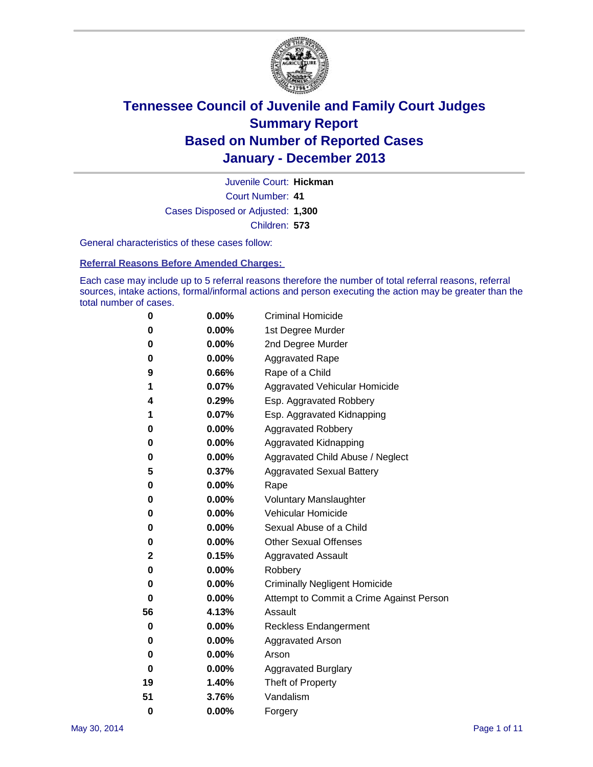# Tennessee Council of Juvenile and Family Court Judges
## Summary Report
## Based on Number of Reported Cases
## January - December 2013

Juvenile Court: **Hickman**

Court Number: **41**

Cases Disposed or Adjusted: **1,300**

Children: **573**

General characteristics of these cases follow:

### Referral Reasons Before Amended Charges:

Each case may include up to 5 referral reasons therefore the number of total referral reasons, referral sources, intake actions, formal/informal actions and person executing the action may be greater than the total number of cases.

| Count | Percent | Referral Reason |
|---|---|---|
| 0 | 0.00% | Criminal Homicide |
| 0 | 0.00% | 1st Degree Murder |
| 0 | 0.00% | 2nd Degree Murder |
| 0 | 0.00% | Aggravated Rape |
| 9 | 0.66% | Rape of a Child |
| 1 | 0.07% | Aggravated Vehicular Homicide |
| 4 | 0.29% | Esp. Aggravated Robbery |
| 1 | 0.07% | Esp. Aggravated Kidnapping |
| 0 | 0.00% | Aggravated Robbery |
| 0 | 0.00% | Aggravated Kidnapping |
| 0 | 0.00% | Aggravated Child Abuse / Neglect |
| 5 | 0.37% | Aggravated Sexual Battery |
| 0 | 0.00% | Rape |
| 0 | 0.00% | Voluntary Manslaughter |
| 0 | 0.00% | Vehicular Homicide |
| 0 | 0.00% | Sexual Abuse of a Child |
| 0 | 0.00% | Other Sexual Offenses |
| 2 | 0.15% | Aggravated Assault |
| 0 | 0.00% | Robbery |
| 0 | 0.00% | Criminally Negligent Homicide |
| 0 | 0.00% | Attempt to Commit a Crime Against Person |
| 56 | 4.13% | Assault |
| 0 | 0.00% | Reckless Endangerment |
| 0 | 0.00% | Aggravated Arson |
| 0 | 0.00% | Arson |
| 0 | 0.00% | Aggravated Burglary |
| 19 | 1.40% | Theft of Property |
| 51 | 3.76% | Vandalism |
| 0 | 0.00% | Forgery |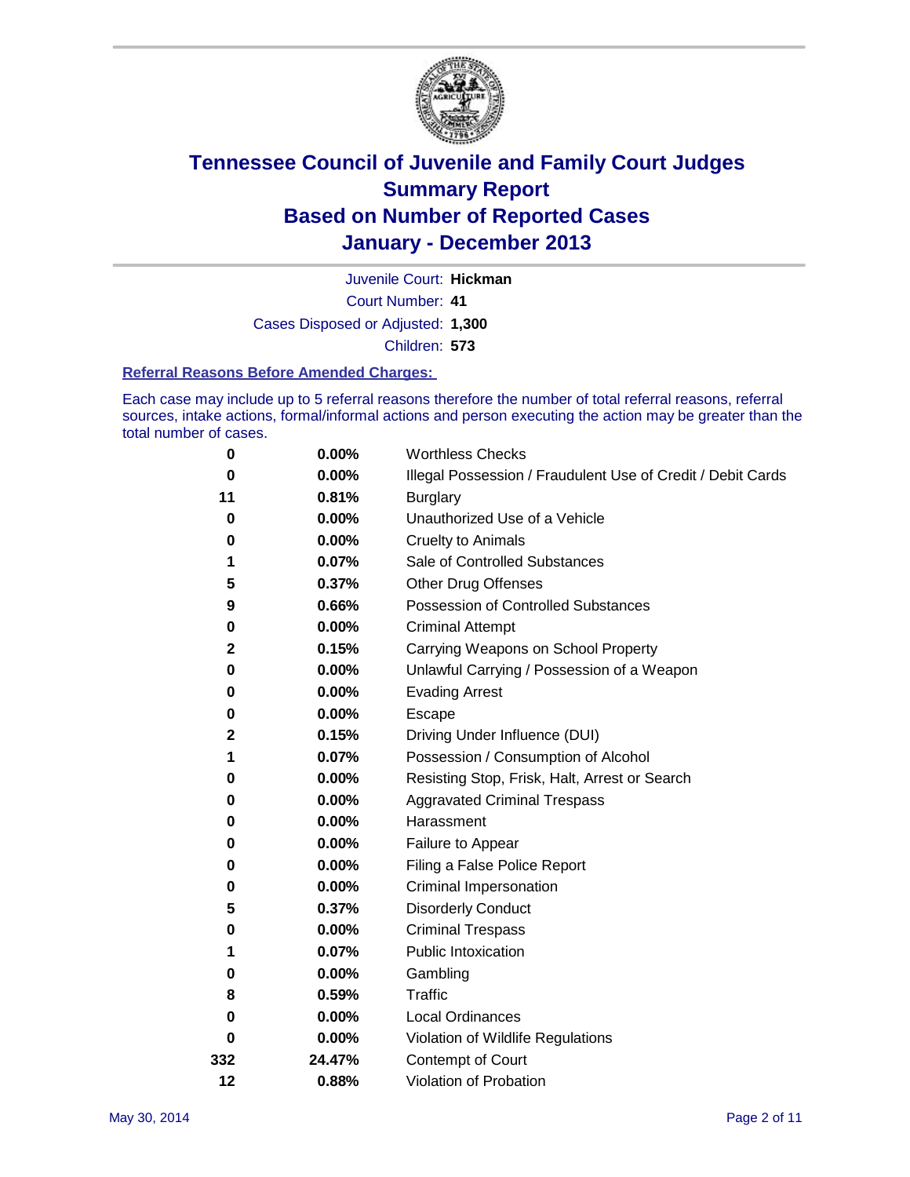# Tennessee Council of Juvenile and Family Court Judges
## Summary Report
## Based on Number of Reported Cases
## January - December 2013

Juvenile Court: **Hickman**

Court Number: **41**

Cases Disposed or Adjusted: **1,300**

Children: **573**

### Referral Reasons Before Amended Charges:

Each case may include up to 5 referral reasons therefore the number of total referral reasons, referral sources, intake actions, formal/informal actions and person executing the action may be greater than the total number of cases.

| Count | Percent | Referral Reason |
|---|---|---|
| 0 | 0.00% | Worthless Checks |
| 0 | 0.00% | Illegal Possession / Fraudulent Use of Credit / Debit Cards |
| 11 | 0.81% | Burglary |
| 0 | 0.00% | Unauthorized Use of a Vehicle |
| 0 | 0.00% | Cruelty to Animals |
| 1 | 0.07% | Sale of Controlled Substances |
| 5 | 0.37% | Other Drug Offenses |
| 9 | 0.66% | Possession of Controlled Substances |
| 0 | 0.00% | Criminal Attempt |
| 2 | 0.15% | Carrying Weapons on School Property |
| 0 | 0.00% | Unlawful Carrying / Possession of a Weapon |
| 0 | 0.00% | Evading Arrest |
| 0 | 0.00% | Escape |
| 2 | 0.15% | Driving Under Influence (DUI) |
| 1 | 0.07% | Possession / Consumption of Alcohol |
| 0 | 0.00% | Resisting Stop, Frisk, Halt, Arrest or Search |
| 0 | 0.00% | Aggravated Criminal Trespass |
| 0 | 0.00% | Harassment |
| 0 | 0.00% | Failure to Appear |
| 0 | 0.00% | Filing a False Police Report |
| 0 | 0.00% | Criminal Impersonation |
| 5 | 0.37% | Disorderly Conduct |
| 0 | 0.00% | Criminal Trespass |
| 1 | 0.07% | Public Intoxication |
| 0 | 0.00% | Gambling |
| 8 | 0.59% | Traffic |
| 0 | 0.00% | Local Ordinances |
| 0 | 0.00% | Violation of Wildlife Regulations |
| 332 | 24.47% | Contempt of Court |
| 12 | 0.88% | Violation of Probation |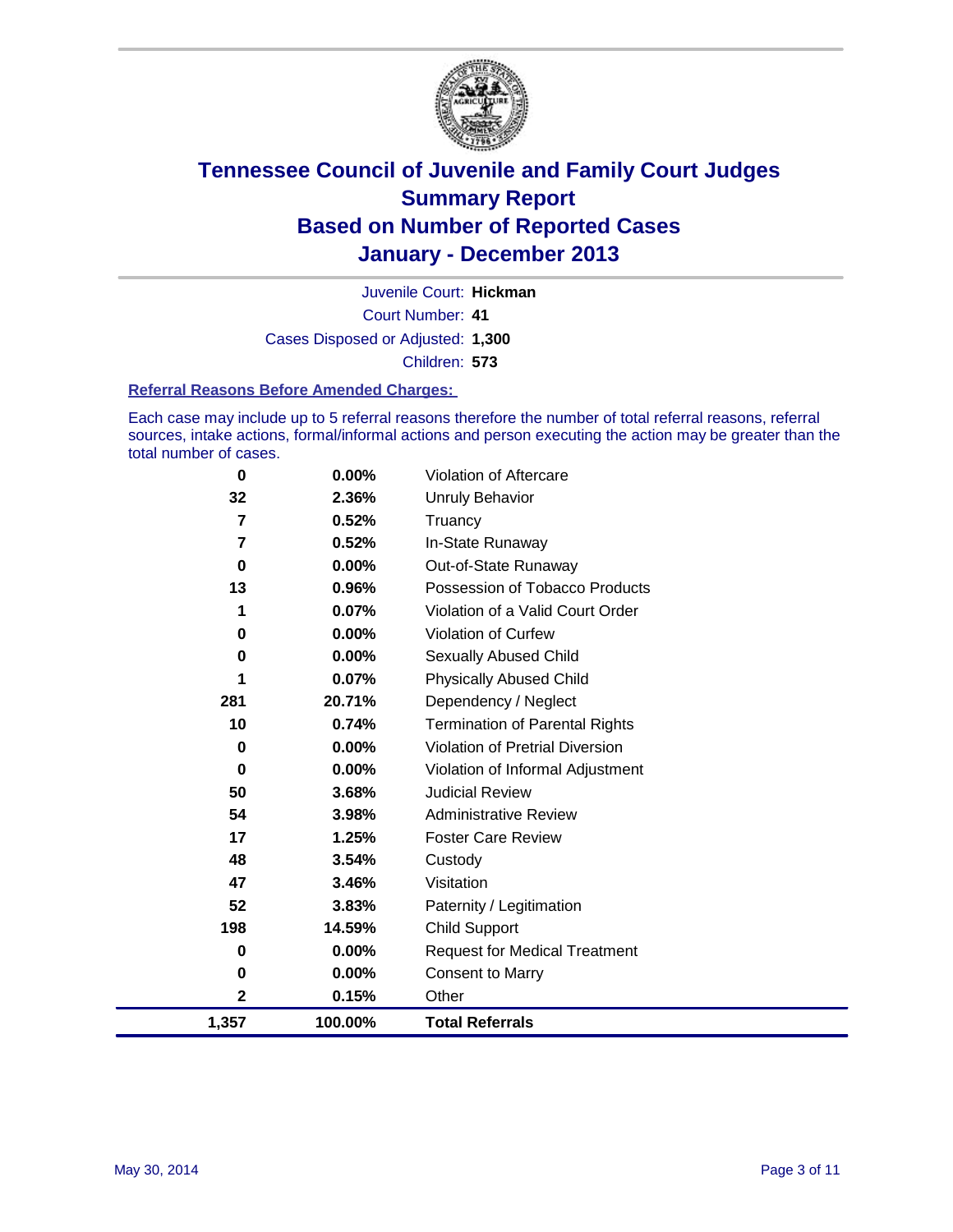# Tennessee Council of Juvenile and Family Court Judges
## Summary Report
## Based on Number of Reported Cases
## January - December 2013

Juvenile Court: **Hickman**
Court Number: **41**
Cases Disposed or Adjusted: **1,300**
Children: **573**

### Referral Reasons Before Amended Charges:

Each case may include up to 5 referral reasons therefore the number of total referral reasons, referral sources, intake actions, formal/informal actions and person executing the action may be greater than the total number of cases.

| Count | Percent | Referral Reason |
|---|---|---|
| 0 | 0.00% | Violation of Aftercare |
| 32 | 2.36% | Unruly Behavior |
| 7 | 0.52% | Truancy |
| 7 | 0.52% | In-State Runaway |
| 0 | 0.00% | Out-of-State Runaway |
| 13 | 0.96% | Possession of Tobacco Products |
| 1 | 0.07% | Violation of a Valid Court Order |
| 0 | 0.00% | Violation of Curfew |
| 0 | 0.00% | Sexually Abused Child |
| 1 | 0.07% | Physically Abused Child |
| 281 | 20.71% | Dependency / Neglect |
| 10 | 0.74% | Termination of Parental Rights |
| 0 | 0.00% | Violation of Pretrial Diversion |
| 0 | 0.00% | Violation of Informal Adjustment |
| 50 | 3.68% | Judicial Review |
| 54 | 3.98% | Administrative Review |
| 17 | 1.25% | Foster Care Review |
| 48 | 3.54% | Custody |
| 47 | 3.46% | Visitation |
| 52 | 3.83% | Paternity / Legitimation |
| 198 | 14.59% | Child Support |
| 0 | 0.00% | Request for Medical Treatment |
| 0 | 0.00% | Consent to Marry |
| 2 | 0.15% | Other |
| **1,357** | **100.00%** | **Total Referrals** |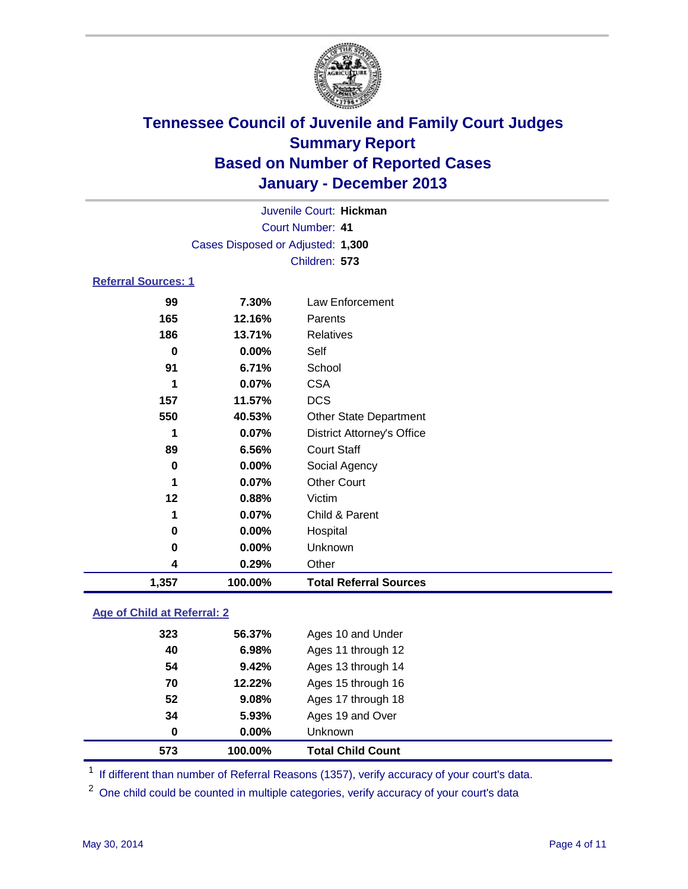# Tennessee Council of Juvenile and Family Court Judges
## Summary Report
## Based on Number of Reported Cases
## January - December 2013

Juvenile Court: **Hickman**
Court Number: **41**
Cases Disposed or Adjusted: **1,300**
Children: **573**

### Referral Sources: 1

| Count | Percent | Source |
|---|---|---|
| 99 | 7.30% | Law Enforcement |
| 165 | 12.16% | Parents |
| 186 | 13.71% | Relatives |
| 0 | 0.00% | Self |
| 91 | 6.71% | School |
| 1 | 0.07% | CSA |
| 157 | 11.57% | DCS |
| 550 | 40.53% | Other State Department |
| 1 | 0.07% | District Attorney's Office |
| 89 | 6.56% | Court Staff |
| 0 | 0.00% | Social Agency |
| 1 | 0.07% | Other Court |
| 12 | 0.88% | Victim |
| 1 | 0.07% | Child & Parent |
| 0 | 0.00% | Hospital |
| 0 | 0.00% | Unknown |
| 4 | 0.29% | Other |
| **1,357** | **100.00%** | **Total Referral Sources** |

### Age of Child at Referral: 2

| Count | Percent | Age |
|---|---|---|
| 323 | 56.37% | Ages 10 and Under |
| 40 | 6.98% | Ages 11 through 12 |
| 54 | 9.42% | Ages 13 through 14 |
| 70 | 12.22% | Ages 15 through 16 |
| 52 | 9.08% | Ages 17 through 18 |
| 34 | 5.93% | Ages 19 and Over |
| 0 | 0.00% | Unknown |
| **573** | **100.00%** | **Total Child Count** |

[1] If different than number of Referral Reasons (1357), verify accuracy of your court's data.

[2] One child could be counted in multiple categories, verify accuracy of your court's data

May 30, 2014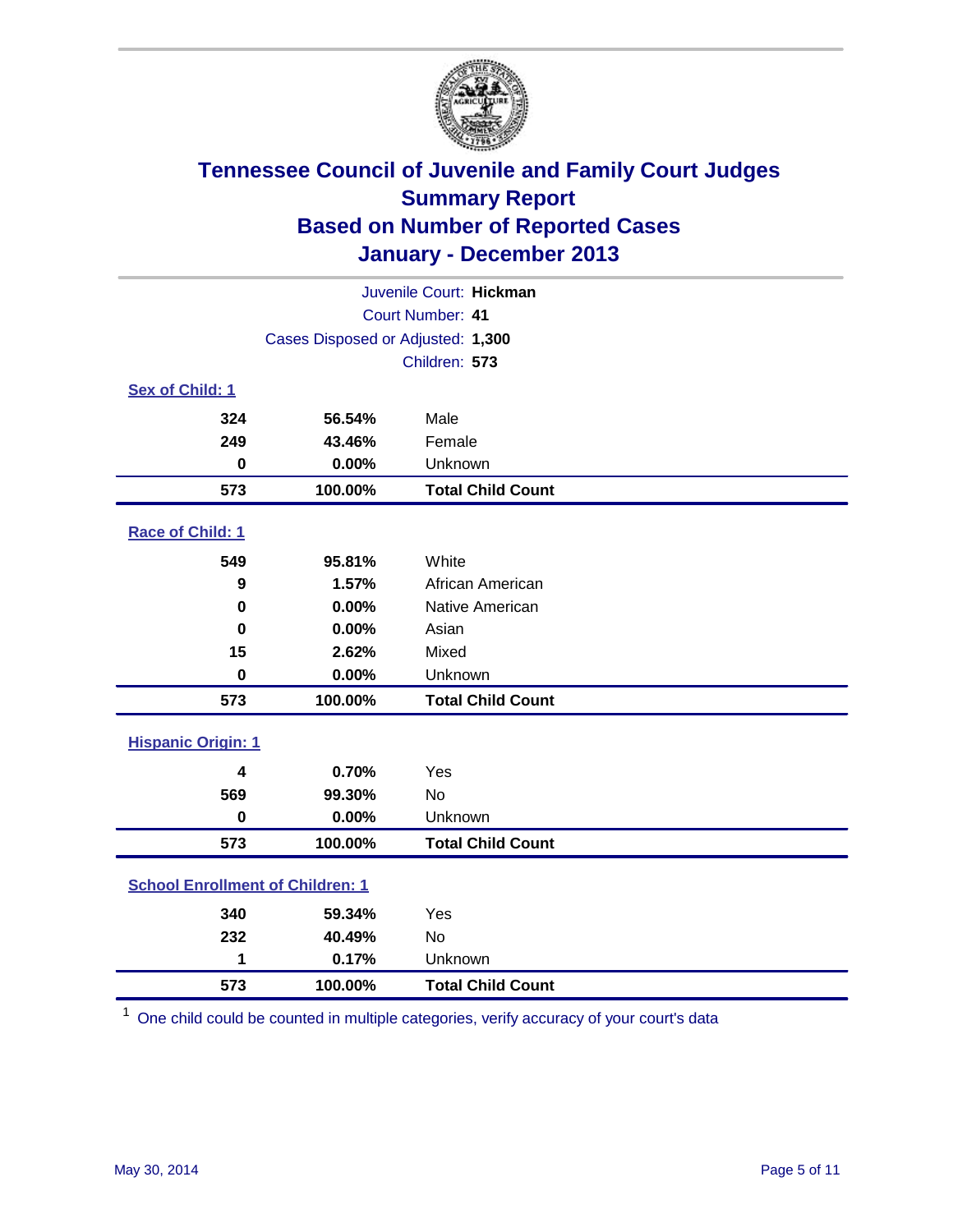# Tennessee Council of Juvenile and Family Court Judges
## Summary Report
## Based on Number of Reported Cases
## January - December 2013

Juvenile Court: **Hickman**
Court Number: **41**
Cases Disposed or Adjusted: **1,300**
Children: **573**

### Sex of Child: 1

| | | |
|---|---|---|
| **324** | **56.54%** | Male |
| **249** | **43.46%** | Female |
| **0** | **0.00%** | Unknown |
| **573** | **100.00%** | **Total Child Count** |

### Race of Child: 1

| | | |
|---|---|---|
| **549** | **95.81%** | White |
| **9** | **1.57%** | African American |
| **0** | **0.00%** | Native American |
| **0** | **0.00%** | Asian |
| **15** | **2.62%** | Mixed |
| **0** | **0.00%** | Unknown |
| **573** | **100.00%** | **Total Child Count** |

### Hispanic Origin: 1

| | | |
|---|---|---|
| **4** | **0.70%** | Yes |
| **569** | **99.30%** | No |
| **0** | **0.00%** | Unknown |
| **573** | **100.00%** | **Total Child Count** |

### School Enrollment of Children: 1

| | | |
|---|---|---|
| **340** | **59.34%** | Yes |
| **232** | **40.49%** | No |
| **1** | **0.17%** | Unknown |
| **573** | **100.00%** | **Total Child Count** |

[1] One child could be counted in multiple categories, verify accuracy of your court's data

May 30, 2014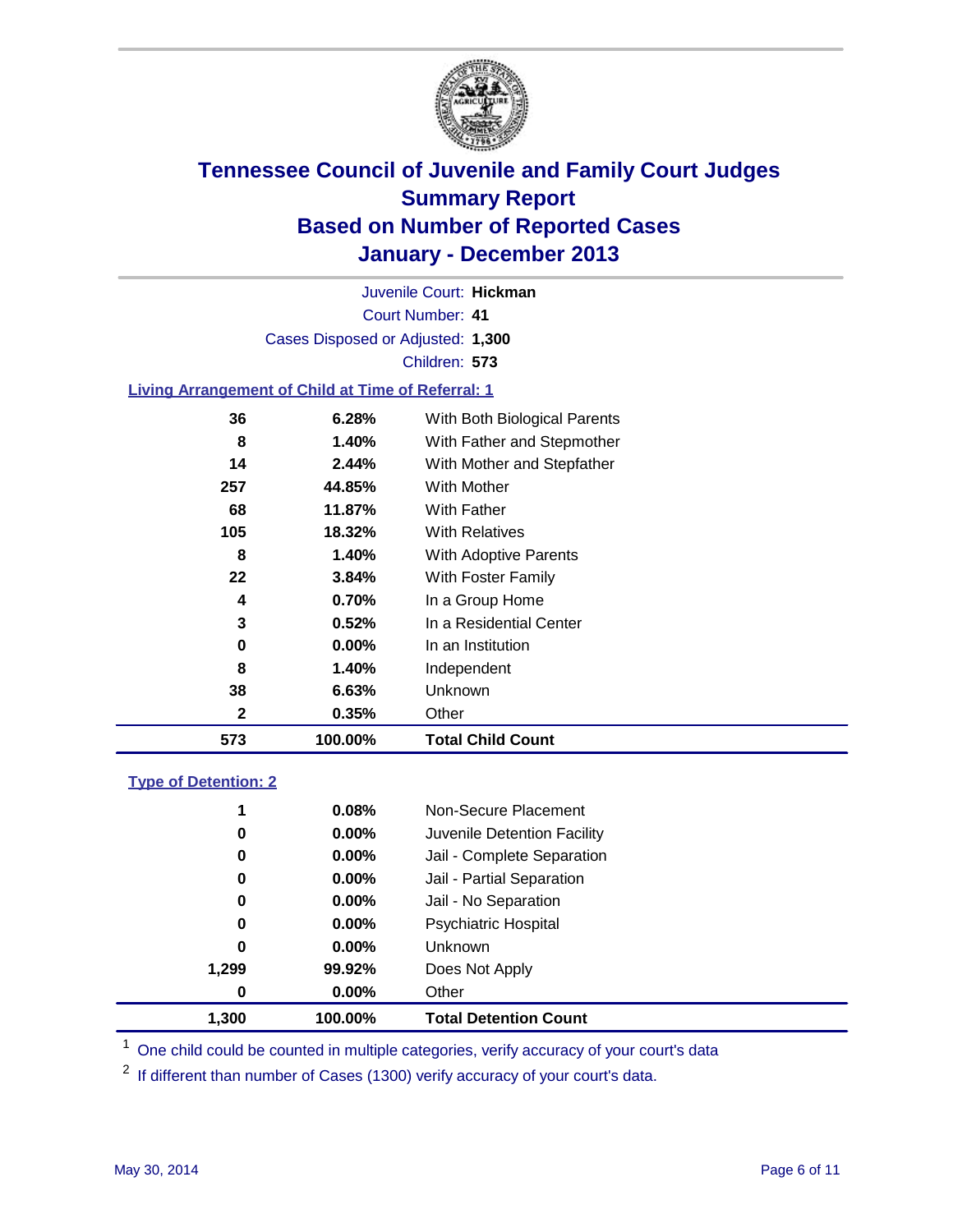# Tennessee Council of Juvenile and Family Court Judges
## Summary Report
## Based on Number of Reported Cases
## January - December 2013

Juvenile Court: **Hickman**
Court Number: **41**
Cases Disposed or Adjusted: **1,300**
Children: **573**

### Living Arrangement of Child at Time of Referral: 1

| Count | Percent | Category |
|---|---|---|
| 36 | 6.28% | With Both Biological Parents |
| 8 | 1.40% | With Father and Stepmother |
| 14 | 2.44% | With Mother and Stepfather |
| 257 | 44.85% | With Mother |
| 68 | 11.87% | With Father |
| 105 | 18.32% | With Relatives |
| 8 | 1.40% | With Adoptive Parents |
| 22 | 3.84% | With Foster Family |
| 4 | 0.70% | In a Group Home |
| 3 | 0.52% | In a Residential Center |
| 0 | 0.00% | In an Institution |
| 8 | 1.40% | Independent |
| 38 | 6.63% | Unknown |
| 2 | 0.35% | Other |
| **573** | **100.00%** | **Total Child Count** |

### Type of Detention: 2

| Count | Percent | Category |
|---|---|---|
| 1 | 0.08% | Non-Secure Placement |
| 0 | 0.00% | Juvenile Detention Facility |
| 0 | 0.00% | Jail - Complete Separation |
| 0 | 0.00% | Jail - Partial Separation |
| 0 | 0.00% | Jail - No Separation |
| 0 | 0.00% | Psychiatric Hospital |
| 0 | 0.00% | Unknown |
| 1,299 | 99.92% | Does Not Apply |
| 0 | 0.00% | Other |
| **1,300** | **100.00%** | **Total Detention Count** |

[1] One child could be counted in multiple categories, verify accuracy of your court's data

[2] If different than number of Cases (1300) verify accuracy of your court's data.

May 30, 2014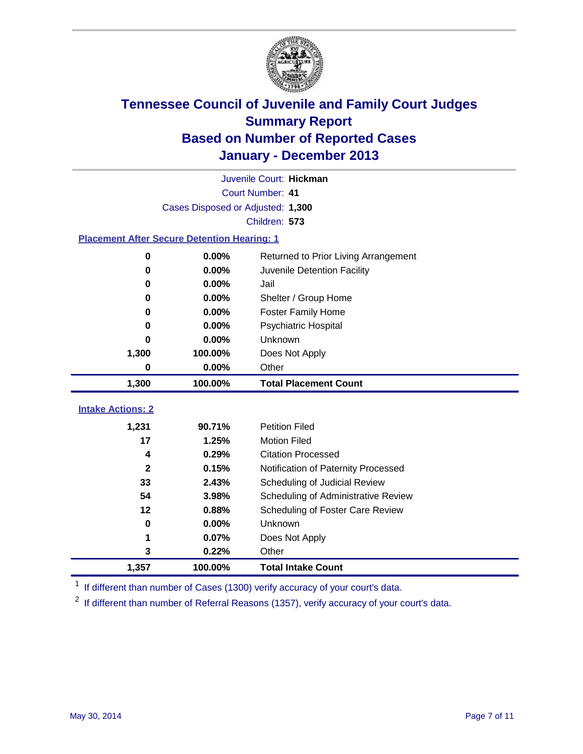# Tennessee Council of Juvenile and Family Court Judges
## Summary Report
## Based on Number of Reported Cases
## January - December 2013

Juvenile Court: **Hickman**

Court Number: **41**

Cases Disposed or Adjusted: **1,300**

Children: **573**

### Placement After Secure Detention Hearing: 1

| Count | Percent | Placement |
|---|---|---|
| 0 | 0.00% | Returned to Prior Living Arrangement |
| 0 | 0.00% | Juvenile Detention Facility |
| 0 | 0.00% | Jail |
| 0 | 0.00% | Shelter / Group Home |
| 0 | 0.00% | Foster Family Home |
| 0 | 0.00% | Psychiatric Hospital |
| 0 | 0.00% | Unknown |
| 1,300 | 100.00% | Does Not Apply |
| 0 | 0.00% | Other |
| **1,300** | **100.00%** | **Total Placement Count** |

### Intake Actions: 2

| Count | Percent | Intake Action |
|---|---|---|
| 1,231 | 90.71% | Petition Filed |
| 17 | 1.25% | Motion Filed |
| 4 | 0.29% | Citation Processed |
| 2 | 0.15% | Notification of Paternity Processed |
| 33 | 2.43% | Scheduling of Judicial Review |
| 54 | 3.98% | Scheduling of Administrative Review |
| 12 | 0.88% | Scheduling of Foster Care Review |
| 0 | 0.00% | Unknown |
| 1 | 0.07% | Does Not Apply |
| 3 | 0.22% | Other |
| **1,357** | **100.00%** | **Total Intake Count** |

[1] If different than number of Cases (1300) verify accuracy of your court's data.

[2] If different than number of Referral Reasons (1357), verify accuracy of your court's data.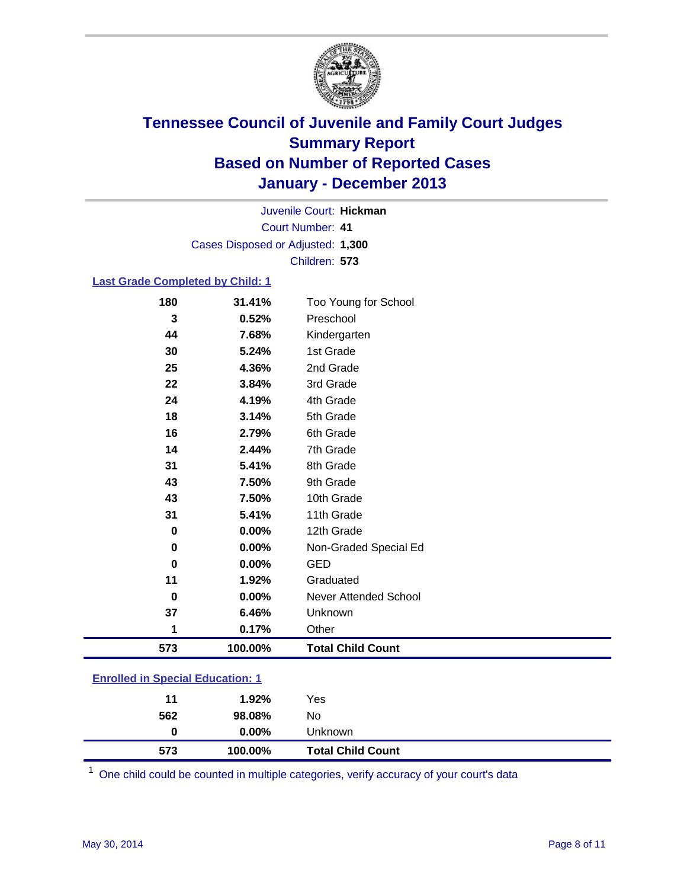# Tennessee Council of Juvenile and Family Court Judges
## Summary Report
## Based on Number of Reported Cases
## January - December 2013

Juvenile Court: **Hickman**
Court Number: **41**
Cases Disposed or Adjusted: **1,300**
Children: **573**

### Last Grade Completed by Child: 1

| Count | Percent | Category |
|---|---|---|
| 180 | 31.41% | Too Young for School |
| 3 | 0.52% | Preschool |
| 44 | 7.68% | Kindergarten |
| 30 | 5.24% | 1st Grade |
| 25 | 4.36% | 2nd Grade |
| 22 | 3.84% | 3rd Grade |
| 24 | 4.19% | 4th Grade |
| 18 | 3.14% | 5th Grade |
| 16 | 2.79% | 6th Grade |
| 14 | 2.44% | 7th Grade |
| 31 | 5.41% | 8th Grade |
| 43 | 7.50% | 9th Grade |
| 43 | 7.50% | 10th Grade |
| 31 | 5.41% | 11th Grade |
| 0 | 0.00% | 12th Grade |
| 0 | 0.00% | Non-Graded Special Ed |
| 0 | 0.00% | GED |
| 11 | 1.92% | Graduated |
| 0 | 0.00% | Never Attended School |
| 37 | 6.46% | Unknown |
| 1 | 0.17% | Other |
| **573** | **100.00%** | **Total Child Count** |

### Enrolled in Special Education: 1

| Count | Percent | Category |
|---|---|---|
| 11 | 1.92% | Yes |
| 562 | 98.08% | No |
| 0 | 0.00% | Unknown |
| **573** | **100.00%** | **Total Child Count** |

[1] One child could be counted in multiple categories, verify accuracy of your court's data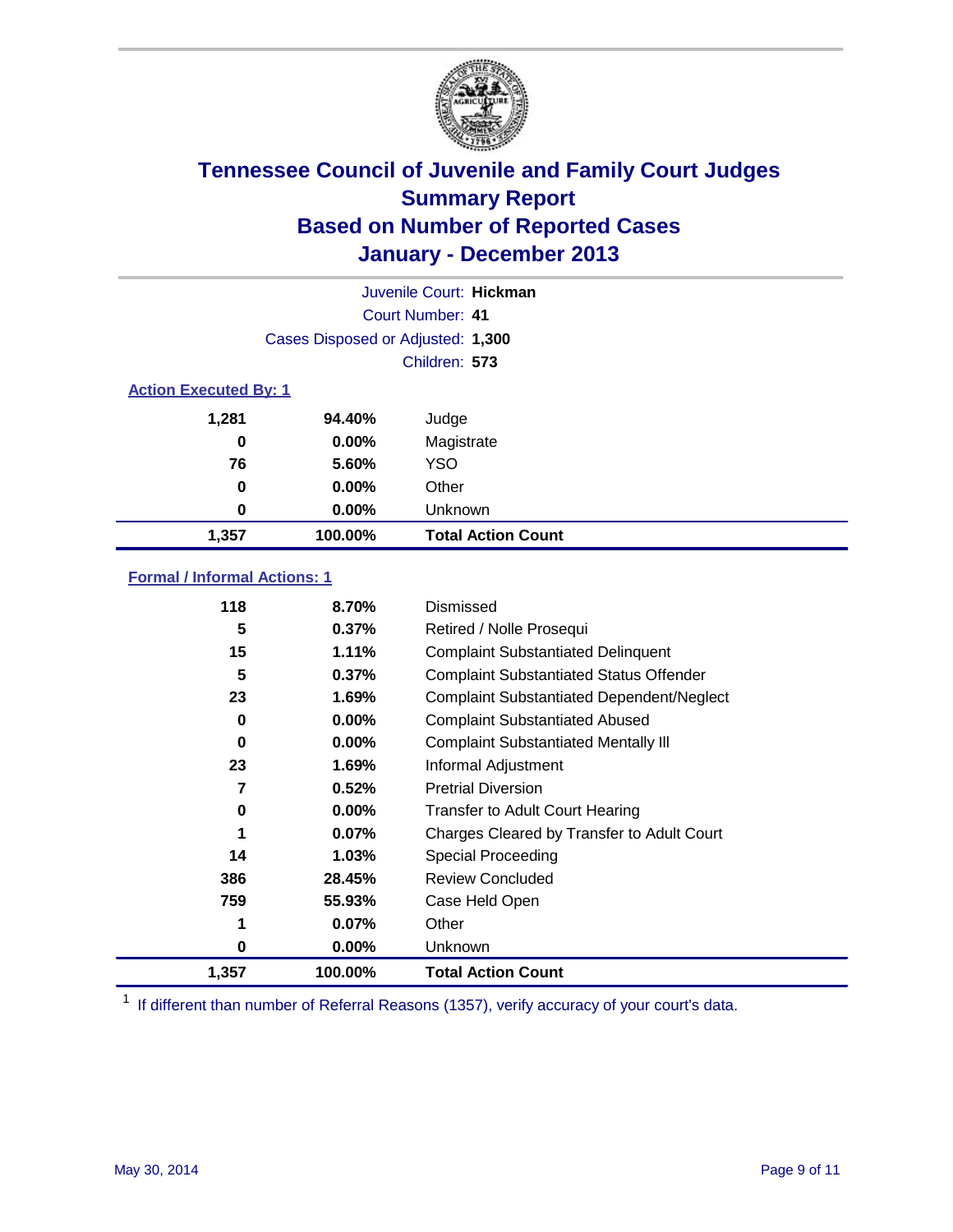# Tennessee Council of Juvenile and Family Court Judges
## Summary Report
## Based on Number of Reported Cases
## January - December 2013

Juvenile Court: **Hickman**

Court Number: **41**

Cases Disposed or Adjusted: **1,300**

Children: **573**

### Action Executed By: 1

| Count | Percent | Action |
|---|---|---|
| 1,281 | 94.40% | Judge |
| 0 | 0.00% | Magistrate |
| 76 | 5.60% | YSO |
| 0 | 0.00% | Other |
| 0 | 0.00% | Unknown |
| **1,357** | **100.00%** | **Total Action Count** |

### Formal / Informal Actions: 1

| Count | Percent | Action |
|---|---|---|
| 118 | 8.70% | Dismissed |
| 5 | 0.37% | Retired / Nolle Prosequi |
| 15 | 1.11% | Complaint Substantiated Delinquent |
| 5 | 0.37% | Complaint Substantiated Status Offender |
| 23 | 1.69% | Complaint Substantiated Dependent/Neglect |
| 0 | 0.00% | Complaint Substantiated Abused |
| 0 | 0.00% | Complaint Substantiated Mentally Ill |
| 23 | 1.69% | Informal Adjustment |
| 7 | 0.52% | Pretrial Diversion |
| 0 | 0.00% | Transfer to Adult Court Hearing |
| 1 | 0.07% | Charges Cleared by Transfer to Adult Court |
| 14 | 1.03% | Special Proceeding |
| 386 | 28.45% | Review Concluded |
| 759 | 55.93% | Case Held Open |
| 1 | 0.07% | Other |
| 0 | 0.00% | Unknown |
| **1,357** | **100.00%** | **Total Action Count** |

[1] If different than number of Referral Reasons (1357), verify accuracy of your court's data.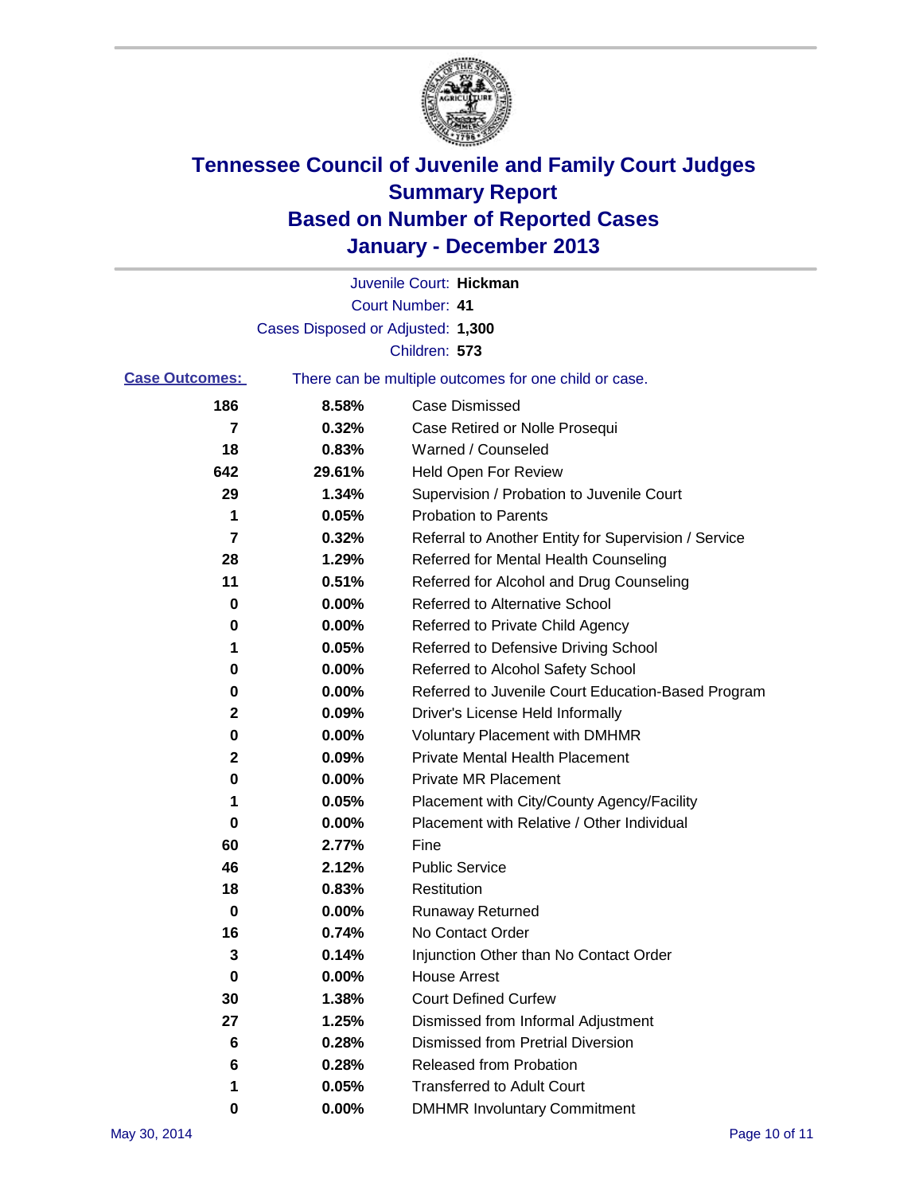# Tennessee Council of Juvenile and Family Court Judges
# Summary Report
# Based on Number of Reported Cases
# January - December 2013

Juvenile Court: **Hickman**
Court Number: **41**
Cases Disposed or Adjusted: **1,300**
Children: **573**

**Case Outcomes:** There can be multiple outcomes for one child or case.

| Count | Percent | Outcome |
|---|---|---|
| 186 | 8.58% | Case Dismissed |
| 7 | 0.32% | Case Retired or Nolle Prosequi |
| 18 | 0.83% | Warned / Counseled |
| 642 | 29.61% | Held Open For Review |
| 29 | 1.34% | Supervision / Probation to Juvenile Court |
| 1 | 0.05% | Probation to Parents |
| 7 | 0.32% | Referral to Another Entity for Supervision / Service |
| 28 | 1.29% | Referred for Mental Health Counseling |
| 11 | 0.51% | Referred for Alcohol and Drug Counseling |
| 0 | 0.00% | Referred to Alternative School |
| 0 | 0.00% | Referred to Private Child Agency |
| 1 | 0.05% | Referred to Defensive Driving School |
| 0 | 0.00% | Referred to Alcohol Safety School |
| 0 | 0.00% | Referred to Juvenile Court Education-Based Program |
| 2 | 0.09% | Driver's License Held Informally |
| 0 | 0.00% | Voluntary Placement with DMHMR |
| 2 | 0.09% | Private Mental Health Placement |
| 0 | 0.00% | Private MR Placement |
| 1 | 0.05% | Placement with City/County Agency/Facility |
| 0 | 0.00% | Placement with Relative / Other Individual |
| 60 | 2.77% | Fine |
| 46 | 2.12% | Public Service |
| 18 | 0.83% | Restitution |
| 0 | 0.00% | Runaway Returned |
| 16 | 0.74% | No Contact Order |
| 3 | 0.14% | Injunction Other than No Contact Order |
| 0 | 0.00% | House Arrest |
| 30 | 1.38% | Court Defined Curfew |
| 27 | 1.25% | Dismissed from Informal Adjustment |
| 6 | 0.28% | Dismissed from Pretrial Diversion |
| 6 | 0.28% | Released from Probation |
| 1 | 0.05% | Transferred to Adult Court |
| 0 | 0.00% | DMHMR Involuntary Commitment |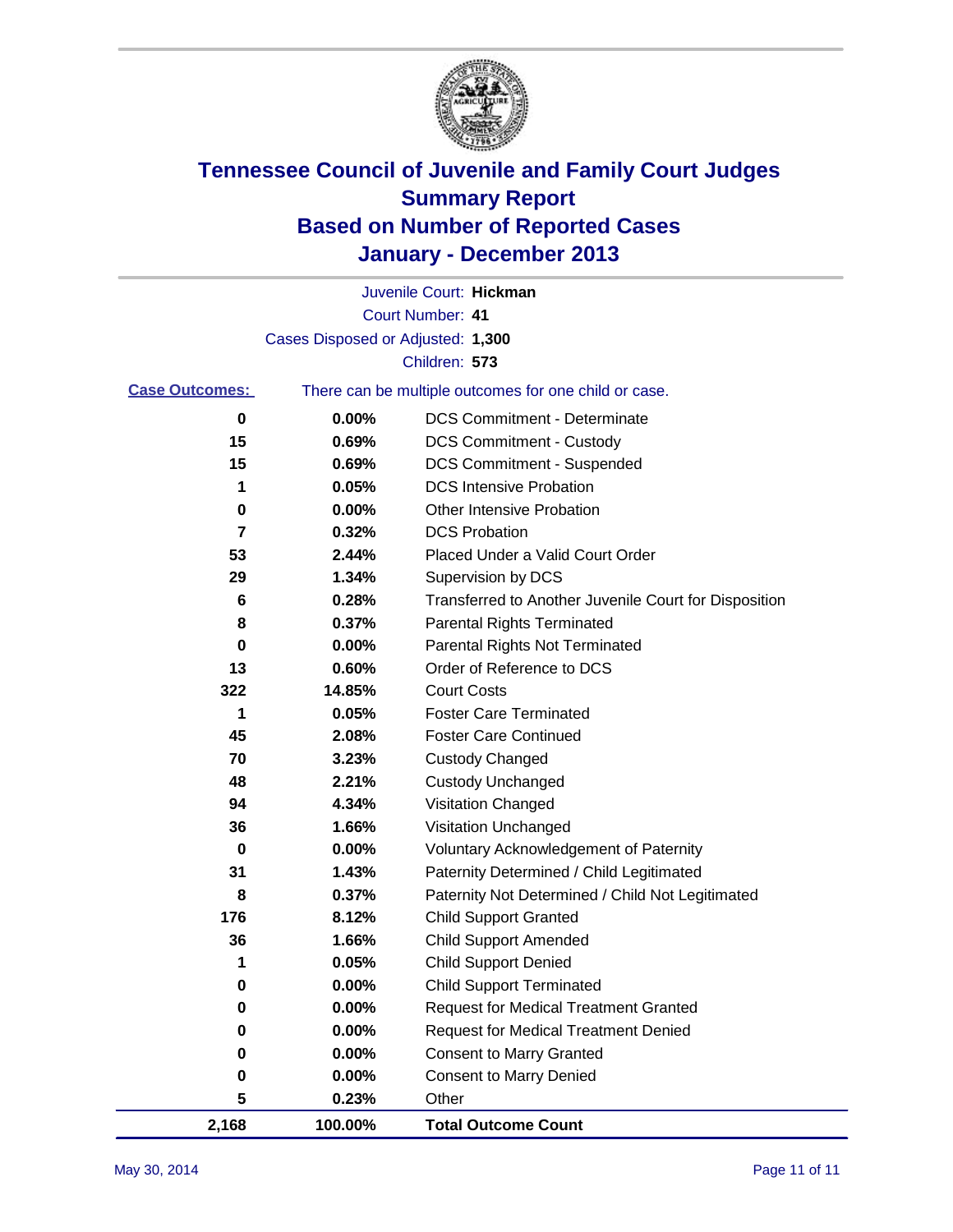# Tennessee Council of Juvenile and Family Court Judges
# Summary Report
# Based on Number of Reported Cases
# January - December 2013

Juvenile Court: **Hickman**

Court Number: **41**

Cases Disposed or Adjusted: **1,300**

Children: **573**

**Case Outcomes:** There can be multiple outcomes for one child or case.

| | | |
|---|---|---|
| 0 | 0.00% | DCS Commitment - Determinate |
| 15 | 0.69% | DCS Commitment - Custody |
| 15 | 0.69% | DCS Commitment - Suspended |
| 1 | 0.05% | DCS Intensive Probation |
| 0 | 0.00% | Other Intensive Probation |
| 7 | 0.32% | DCS Probation |
| 53 | 2.44% | Placed Under a Valid Court Order |
| 29 | 1.34% | Supervision by DCS |
| 6 | 0.28% | Transferred to Another Juvenile Court for Disposition |
| 8 | 0.37% | Parental Rights Terminated |
| 0 | 0.00% | Parental Rights Not Terminated |
| 13 | 0.60% | Order of Reference to DCS |
| 322 | 14.85% | Court Costs |
| 1 | 0.05% | Foster Care Terminated |
| 45 | 2.08% | Foster Care Continued |
| 70 | 3.23% | Custody Changed |
| 48 | 2.21% | Custody Unchanged |
| 94 | 4.34% | Visitation Changed |
| 36 | 1.66% | Visitation Unchanged |
| 0 | 0.00% | Voluntary Acknowledgement of Paternity |
| 31 | 1.43% | Paternity Determined / Child Legitimated |
| 8 | 0.37% | Paternity Not Determined / Child Not Legitimated |
| 176 | 8.12% | Child Support Granted |
| 36 | 1.66% | Child Support Amended |
| 1 | 0.05% | Child Support Denied |
| 0 | 0.00% | Child Support Terminated |
| 0 | 0.00% | Request for Medical Treatment Granted |
| 0 | 0.00% | Request for Medical Treatment Denied |
| 0 | 0.00% | Consent to Marry Granted |
| 0 | 0.00% | Consent to Marry Denied |
| 5 | 0.23% | Other |
| **2,168** | **100.00%** | **Total Outcome Count** |